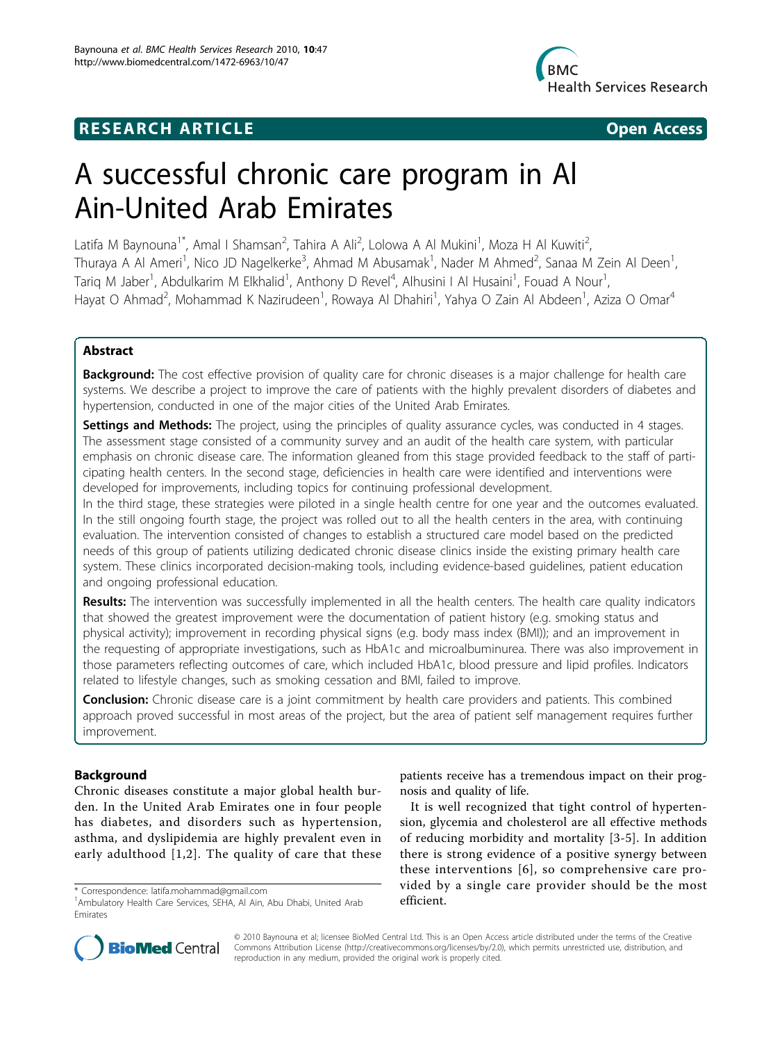**RESEARCH ARTICLE** **Open Access**

# A successful chronic care program in Al Ain-United Arab Emirates

Latifa M Baynouna[1*], Amal I Shamsan[2], Tahira A Ali[2], Lolowa A Al Mukini[1], Moza H Al Kuwiti[2], Thuraya A Al Ameri[1], Nico JD Nagelkerke[3], Ahmad M Abusamak[1], Nader M Ahmed[2], Sanaa M Zein Al Deen[1], Tariq M Jaber[1], Abdulkarim M Elkhalid[1], Anthony D Revel[4], Alhusini I Al Husaini[1], Fouad A Nour[1], Hayat O Ahmad[2], Mohammad K Nazirudeen[1], Rowaya Al Dhahiri[1], Yahya O Zain Al Abdeen[1], Aziza O Omar[4]

## Abstract

**Background:** The cost effective provision of quality care for chronic diseases is a major challenge for health care systems. We describe a project to improve the care of patients with the highly prevalent disorders of diabetes and hypertension, conducted in one of the major cities of the United Arab Emirates.

**Settings and Methods:** The project, using the principles of quality assurance cycles, was conducted in 4 stages. The assessment stage consisted of a community survey and an audit of the health care system, with particular emphasis on chronic disease care. The information gleaned from this stage provided feedback to the staff of participating health centers. In the second stage, deficiencies in health care were identified and interventions were developed for improvements, including topics for continuing professional development.

In the third stage, these strategies were piloted in a single health centre for one year and the outcomes evaluated. In the still ongoing fourth stage, the project was rolled out to all the health centers in the area, with continuing evaluation. The intervention consisted of changes to establish a structured care model based on the predicted needs of this group of patients utilizing dedicated chronic disease clinics inside the existing primary health care system. These clinics incorporated decision-making tools, including evidence-based guidelines, patient education and ongoing professional education.

**Results:** The intervention was successfully implemented in all the health centers. The health care quality indicators that showed the greatest improvement were the documentation of patient history (e.g. smoking status and physical activity); improvement in recording physical signs (e.g. body mass index (BMI)); and an improvement in the requesting of appropriate investigations, such as HbA1c and microalbuminurea. There was also improvement in those parameters reflecting outcomes of care, which included HbA1c, blood pressure and lipid profiles. Indicators related to lifestyle changes, such as smoking cessation and BMI, failed to improve.

**Conclusion:** Chronic disease care is a joint commitment by health care providers and patients. This combined approach proved successful in most areas of the project, but the area of patient self management requires further improvement.

## Background

Chronic diseases constitute a major global health burden. In the United Arab Emirates one in four people has diabetes, and disorders such as hypertension, asthma, and dyslipidemia are highly prevalent even in early adulthood [1,2]. The quality of care that these patients receive has a tremendous impact on their prognosis and quality of life.

It is well recognized that tight control of hypertension, glycemia and cholesterol are all effective methods of reducing morbidity and mortality [3-5]. In addition there is strong evidence of a positive synergy between these interventions [6], so comprehensive care provided by a single care provider should be the most efficient.

\* Correspondence: latifa.mohammad@gmail.com
[1]Ambulatory Health Care Services, SEHA, Al Ain, Abu Dhabi, United Arab Emirates

© 2010 Baynouna et al; licensee BioMed Central Ltd. This is an Open Access article distributed under the terms of the Creative Commons Attribution License (http://creativecommons.org/licenses/by/2.0), which permits unrestricted use, distribution, and reproduction in any medium, provided the original work is properly cited.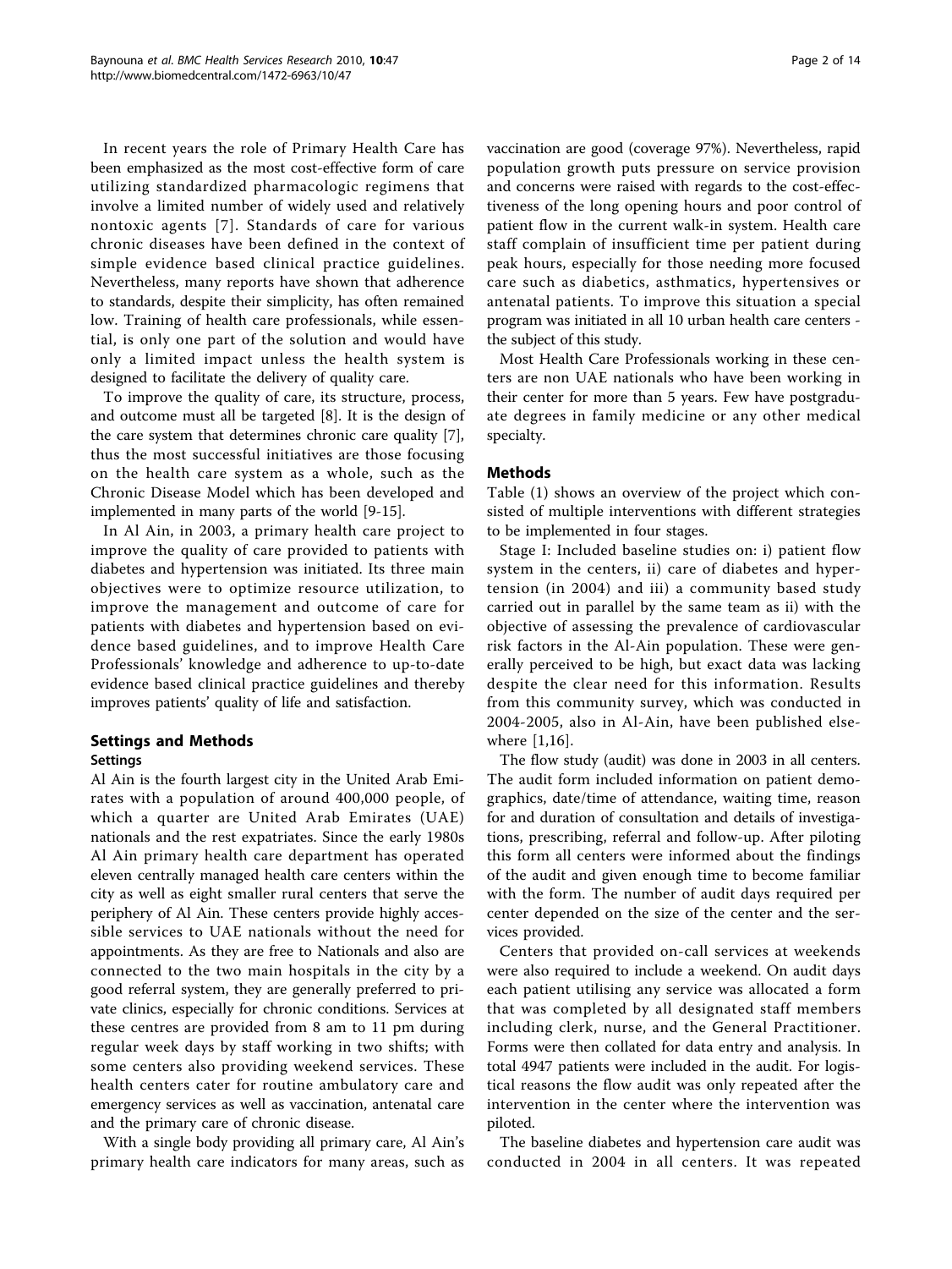In recent years the role of Primary Health Care has been emphasized as the most cost-effective form of care utilizing standardized pharmacologic regimens that involve a limited number of widely used and relatively nontoxic agents [7]. Standards of care for various chronic diseases have been defined in the context of simple evidence based clinical practice guidelines. Nevertheless, many reports have shown that adherence to standards, despite their simplicity, has often remained low. Training of health care professionals, while essential, is only one part of the solution and would have only a limited impact unless the health system is designed to facilitate the delivery of quality care.

To improve the quality of care, its structure, process, and outcome must all be targeted [8]. It is the design of the care system that determines chronic care quality [7], thus the most successful initiatives are those focusing on the health care system as a whole, such as the Chronic Disease Model which has been developed and implemented in many parts of the world [9-15].

In Al Ain, in 2003, a primary health care project to improve the quality of care provided to patients with diabetes and hypertension was initiated. Its three main objectives were to optimize resource utilization, to improve the management and outcome of care for patients with diabetes and hypertension based on evidence based guidelines, and to improve Health Care Professionals' knowledge and adherence to up-to-date evidence based clinical practice guidelines and thereby improves patients' quality of life and satisfaction.

## Settings and Methods

### Settings

Al Ain is the fourth largest city in the United Arab Emirates with a population of around 400,000 people, of which a quarter are United Arab Emirates (UAE) nationals and the rest expatriates. Since the early 1980s Al Ain primary health care department has operated eleven centrally managed health care centers within the city as well as eight smaller rural centers that serve the periphery of Al Ain. These centers provide highly accessible services to UAE nationals without the need for appointments. As they are free to Nationals and also are connected to the two main hospitals in the city by a good referral system, they are generally preferred to private clinics, especially for chronic conditions. Services at these centres are provided from 8 am to 11 pm during regular week days by staff working in two shifts; with some centers also providing weekend services. These health centers cater for routine ambulatory care and emergency services as well as vaccination, antenatal care and the primary care of chronic disease.

With a single body providing all primary care, Al Ain's primary health care indicators for many areas, such as vaccination are good (coverage 97%). Nevertheless, rapid population growth puts pressure on service provision and concerns were raised with regards to the cost-effectiveness of the long opening hours and poor control of patient flow in the current walk-in system. Health care staff complain of insufficient time per patient during peak hours, especially for those needing more focused care such as diabetics, asthmatics, hypertensives or antenatal patients. To improve this situation a special program was initiated in all 10 urban health care centers - the subject of this study.

Most Health Care Professionals working in these centers are non UAE nationals who have been working in their center for more than 5 years. Few have postgraduate degrees in family medicine or any other medical specialty.

### Methods

Table (1) shows an overview of the project which consisted of multiple interventions with different strategies to be implemented in four stages.

Stage I: Included baseline studies on: i) patient flow system in the centers, ii) care of diabetes and hypertension (in 2004) and iii) a community based study carried out in parallel by the same team as ii) with the objective of assessing the prevalence of cardiovascular risk factors in the Al-Ain population. These were generally perceived to be high, but exact data was lacking despite the clear need for this information. Results from this community survey, which was conducted in 2004-2005, also in Al-Ain, have been published elsewhere [1,16].

The flow study (audit) was done in 2003 in all centers. The audit form included information on patient demographics, date/time of attendance, waiting time, reason for and duration of consultation and details of investigations, prescribing, referral and follow-up. After piloting this form all centers were informed about the findings of the audit and given enough time to become familiar with the form. The number of audit days required per center depended on the size of the center and the services provided.

Centers that provided on-call services at weekends were also required to include a weekend. On audit days each patient utilising any service was allocated a form that was completed by all designated staff members including clerk, nurse, and the General Practitioner. Forms were then collated for data entry and analysis. In total 4947 patients were included in the audit. For logistical reasons the flow audit was only repeated after the intervention in the center where the intervention was piloted.

The baseline diabetes and hypertension care audit was conducted in 2004 in all centers. It was repeated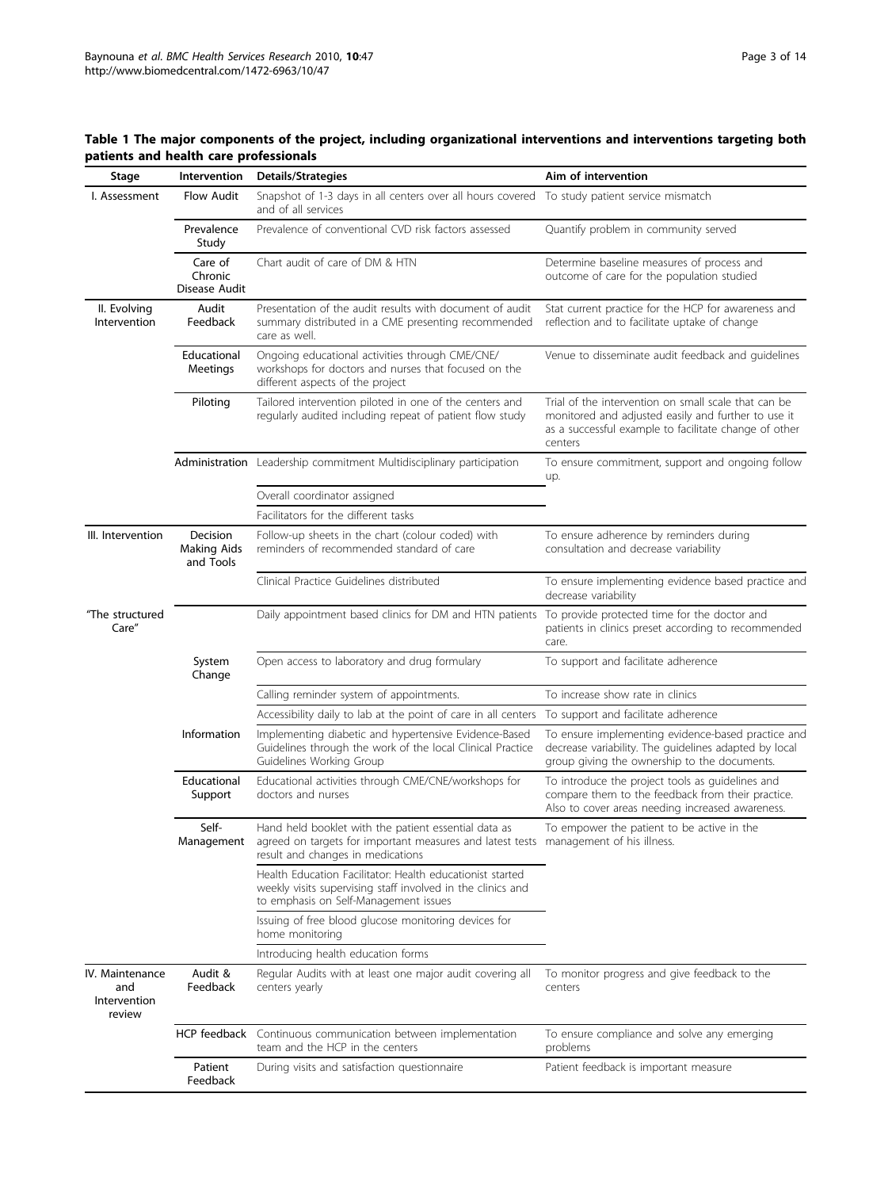**Table 1 The major components of the project, including organizational interventions and interventions targeting both patients and health care professionals**

| Stage | Intervention | Details/Strategies | Aim of intervention |
|---|---|---|---|
| I. Assessment | Flow Audit | Snapshot of 1-3 days in all centers over all hours covered and of all services | To study patient service mismatch |
| | Prevalence Study | Prevalence of conventional CVD risk factors assessed | Quantify problem in community served |
| | Care of Chronic Disease Audit | Chart audit of care of DM & HTN | Determine baseline measures of process and outcome of care for the population studied |
| II. Evolving Intervention | Audit Feedback | Presentation of the audit results with document of audit summary distributed in a CME presenting recommended care as well. | Stat current practice for the HCP for awareness and reflection and to facilitate uptake of change |
| | Educational Meetings | Ongoing educational activities through CME/CNE/ workshops for doctors and nurses that focused on the different aspects of the project | Venue to disseminate audit feedback and guidelines |
| | Piloting | Tailored intervention piloted in one of the centers and regularly audited including repeat of patient flow study | Trial of the intervention on small scale that can be monitored and adjusted easily and further to use it as a successful example to facilitate change of other centers |
| | Administration | Leadership commitment Multidisciplinary participation | To ensure commitment, support and ongoing follow up. |
| | | Overall coordinator assigned | |
| | | Facilitators for the different tasks | |
| III. Intervention | Decision Making Aids and Tools | Follow-up sheets in the chart (colour coded) with reminders of recommended standard of care | To ensure adherence by reminders during consultation and decrease variability |
| | | Clinical Practice Guidelines distributed | To ensure implementing evidence based practice and decrease variability |
| "The structured Care" | | Daily appointment based clinics for DM and HTN patients | To provide protected time for the doctor and patients in clinics preset according to recommended care. |
| | System Change | Open access to laboratory and drug formulary | To support and facilitate adherence |
| | | Calling reminder system of appointments. | To increase show rate in clinics |
| | | Accessibility daily to lab at the point of care in all centers | To support and facilitate adherence |
| | Information | Implementing diabetic and hypertensive Evidence-Based Guidelines through the work of the local Clinical Practice Guidelines Working Group | To ensure implementing evidence-based practice and decrease variability. The guidelines adapted by local group giving the ownership to the documents. |
| | Educational Support | Educational activities through CME/CNE/workshops for doctors and nurses | To introduce the project tools as guidelines and compare them to the feedback from their practice. Also to cover areas needing increased awareness. |
| | Self-Management | Hand held booklet with the patient essential data as agreed on targets for important measures and latest tests result and changes in medications | To empower the patient to be active in the management of his illness. |
| | | Health Education Facilitator: Health educationist started weekly visits supervising staff involved in the clinics and to emphasis on Self-Management issues | |
| | | Issuing of free blood glucose monitoring devices for home monitoring | |
| | | Introducing health education forms | |
| IV. Maintenance and Intervention review | Audit & Feedback | Regular Audits with at least one major audit covering all centers yearly | To monitor progress and give feedback to the centers |
| | HCP feedback | Continuous communication between implementation team and the HCP in the centers | To ensure compliance and solve any emerging problems |
| | Patient Feedback | During visits and satisfaction questionnaire | Patient feedback is important measure |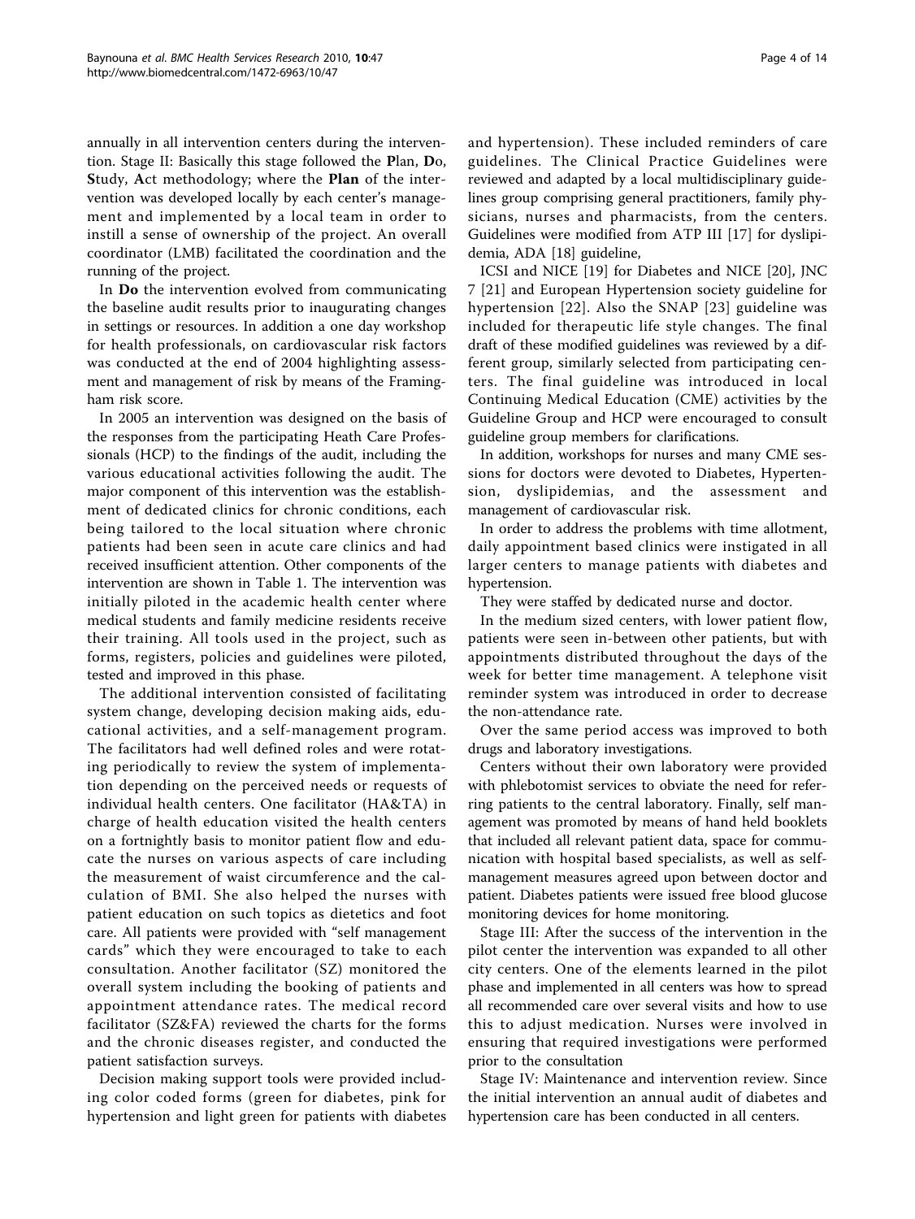annually in all intervention centers during the intervention. Stage II: Basically this stage followed the **P**lan, **D**o, **S**tudy, **A**ct methodology; where the **Plan** of the intervention was developed locally by each center's management and implemented by a local team in order to instill a sense of ownership of the project. An overall coordinator (LMB) facilitated the coordination and the running of the project.

In **Do** the intervention evolved from communicating the baseline audit results prior to inaugurating changes in settings or resources. In addition a one day workshop for health professionals, on cardiovascular risk factors was conducted at the end of 2004 highlighting assessment and management of risk by means of the Framingham risk score.

In 2005 an intervention was designed on the basis of the responses from the participating Heath Care Professionals (HCP) to the findings of the audit, including the various educational activities following the audit. The major component of this intervention was the establishment of dedicated clinics for chronic conditions, each being tailored to the local situation where chronic patients had been seen in acute care clinics and had received insufficient attention. Other components of the intervention are shown in Table 1. The intervention was initially piloted in the academic health center where medical students and family medicine residents receive their training. All tools used in the project, such as forms, registers, policies and guidelines were piloted, tested and improved in this phase.

The additional intervention consisted of facilitating system change, developing decision making aids, educational activities, and a self-management program. The facilitators had well defined roles and were rotating periodically to review the system of implementation depending on the perceived needs or requests of individual health centers. One facilitator (HA&TA) in charge of health education visited the health centers on a fortnightly basis to monitor patient flow and educate the nurses on various aspects of care including the measurement of waist circumference and the calculation of BMI. She also helped the nurses with patient education on such topics as dietetics and foot care. All patients were provided with "self management cards" which they were encouraged to take to each consultation. Another facilitator (SZ) monitored the overall system including the booking of patients and appointment attendance rates. The medical record facilitator (SZ&FA) reviewed the charts for the forms and the chronic diseases register, and conducted the patient satisfaction surveys.

Decision making support tools were provided including color coded forms (green for diabetes, pink for hypertension and light green for patients with diabetes and hypertension). These included reminders of care guidelines. The Clinical Practice Guidelines were reviewed and adapted by a local multidisciplinary guidelines group comprising general practitioners, family physicians, nurses and pharmacists, from the centers. Guidelines were modified from ATP III [17] for dyslipidemia, ADA [18] guideline,

ICSI and NICE [19] for Diabetes and NICE [20], JNC 7 [21] and European Hypertension society guideline for hypertension [22]. Also the SNAP [23] guideline was included for therapeutic life style changes. The final draft of these modified guidelines was reviewed by a different group, similarly selected from participating centers. The final guideline was introduced in local Continuing Medical Education (CME) activities by the Guideline Group and HCP were encouraged to consult guideline group members for clarifications.

In addition, workshops for nurses and many CME sessions for doctors were devoted to Diabetes, Hypertension, dyslipidemias, and the assessment and management of cardiovascular risk.

In order to address the problems with time allotment, daily appointment based clinics were instigated in all larger centers to manage patients with diabetes and hypertension.

They were staffed by dedicated nurse and doctor.

In the medium sized centers, with lower patient flow, patients were seen in-between other patients, but with appointments distributed throughout the days of the week for better time management. A telephone visit reminder system was introduced in order to decrease the non-attendance rate.

Over the same period access was improved to both drugs and laboratory investigations.

Centers without their own laboratory were provided with phlebotomist services to obviate the need for referring patients to the central laboratory. Finally, self management was promoted by means of hand held booklets that included all relevant patient data, space for communication with hospital based specialists, as well as self-management measures agreed upon between doctor and patient. Diabetes patients were issued free blood glucose monitoring devices for home monitoring.

Stage III: After the success of the intervention in the pilot center the intervention was expanded to all other city centers. One of the elements learned in the pilot phase and implemented in all centers was how to spread all recommended care over several visits and how to use this to adjust medication. Nurses were involved in ensuring that required investigations were performed prior to the consultation

Stage IV: Maintenance and intervention review. Since the initial intervention an annual audit of diabetes and hypertension care has been conducted in all centers.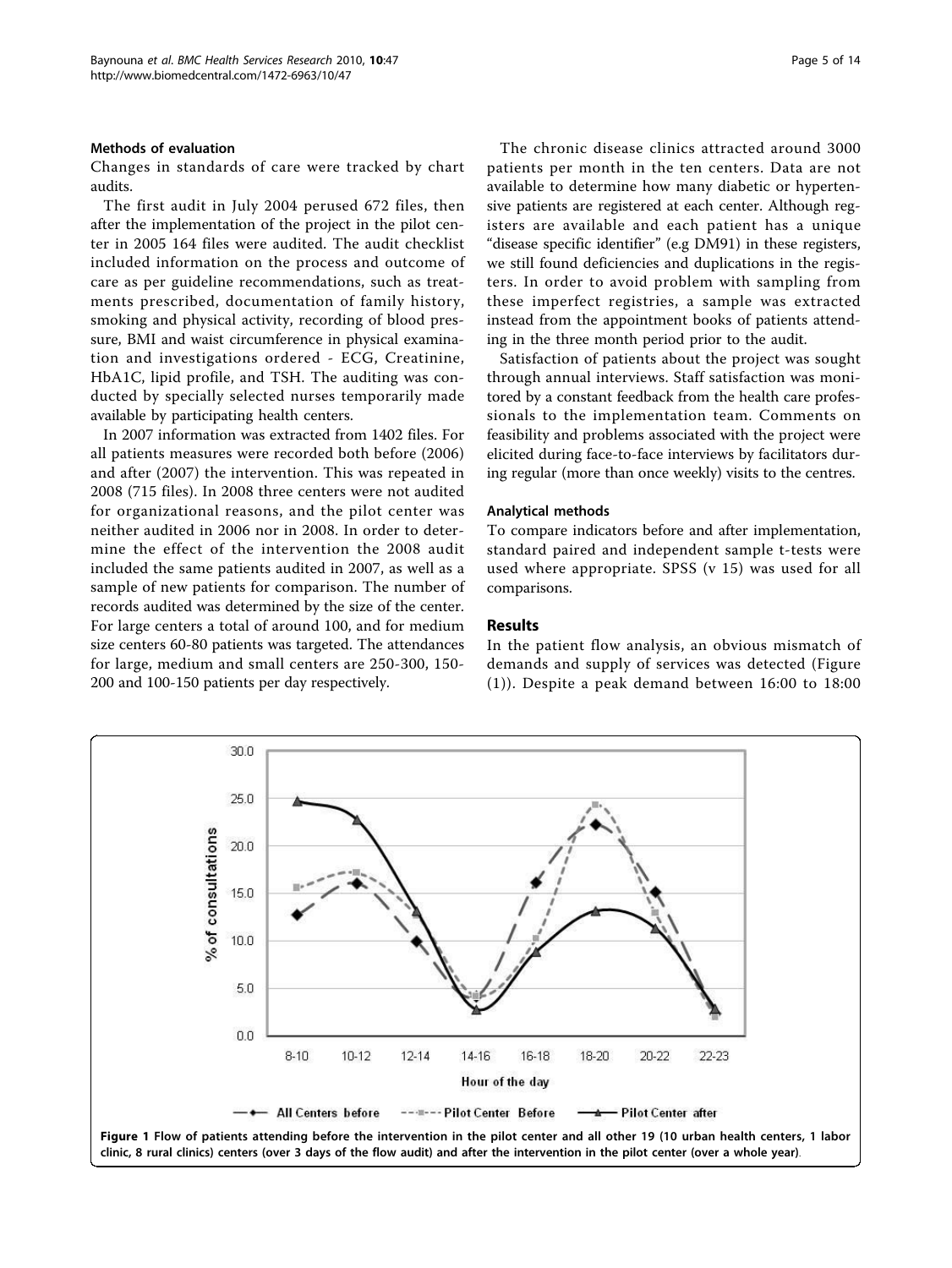### Methods of evaluation

Changes in standards of care were tracked by chart audits.

The first audit in July 2004 perused 672 files, then after the implementation of the project in the pilot center in 2005 164 files were audited. The audit checklist included information on the process and outcome of care as per guideline recommendations, such as treatments prescribed, documentation of family history, smoking and physical activity, recording of blood pressure, BMI and waist circumference in physical examination and investigations ordered - ECG, Creatinine, HbA1C, lipid profile, and TSH. The auditing was conducted by specially selected nurses temporarily made available by participating health centers.

In 2007 information was extracted from 1402 files. For all patients measures were recorded both before (2006) and after (2007) the intervention. This was repeated in 2008 (715 files). In 2008 three centers were not audited for organizational reasons, and the pilot center was neither audited in 2006 nor in 2008. In order to determine the effect of the intervention the 2008 audit included the same patients audited in 2007, as well as a sample of new patients for comparison. The number of records audited was determined by the size of the center. For large centers a total of around 100, and for medium size centers 60-80 patients was targeted. The attendances for large, medium and small centers are 250-300, 150-200 and 100-150 patients per day respectively.

The chronic disease clinics attracted around 3000 patients per month in the ten centers. Data are not available to determine how many diabetic or hypertensive patients are registered at each center. Although registers are available and each patient has a unique "disease specific identifier" (e.g DM91) in these registers, we still found deficiencies and duplications in the registers. In order to avoid problem with sampling from these imperfect registries, a sample was extracted instead from the appointment books of patients attending in the three month period prior to the audit.

Satisfaction of patients about the project was sought through annual interviews. Staff satisfaction was monitored by a constant feedback from the health care professionals to the implementation team. Comments on feasibility and problems associated with the project were elicited during face-to-face interviews by facilitators during regular (more than once weekly) visits to the centres.

### Analytical methods

To compare indicators before and after implementation, standard paired and independent sample t-tests were used where appropriate. SPSS (v 15) was used for all comparisons.

## Results

In the patient flow analysis, an obvious mismatch of demands and supply of services was detected (Figure (1)). Despite a peak demand between 16:00 to 18:00

**Figure 1 Flow of patients attending before the intervention in the pilot center and all other 19 (10 urban health centers, 1 labor clinic, 8 rural clinics) centers (over 3 days of the flow audit) and after the intervention in the pilot center (over a whole year)**.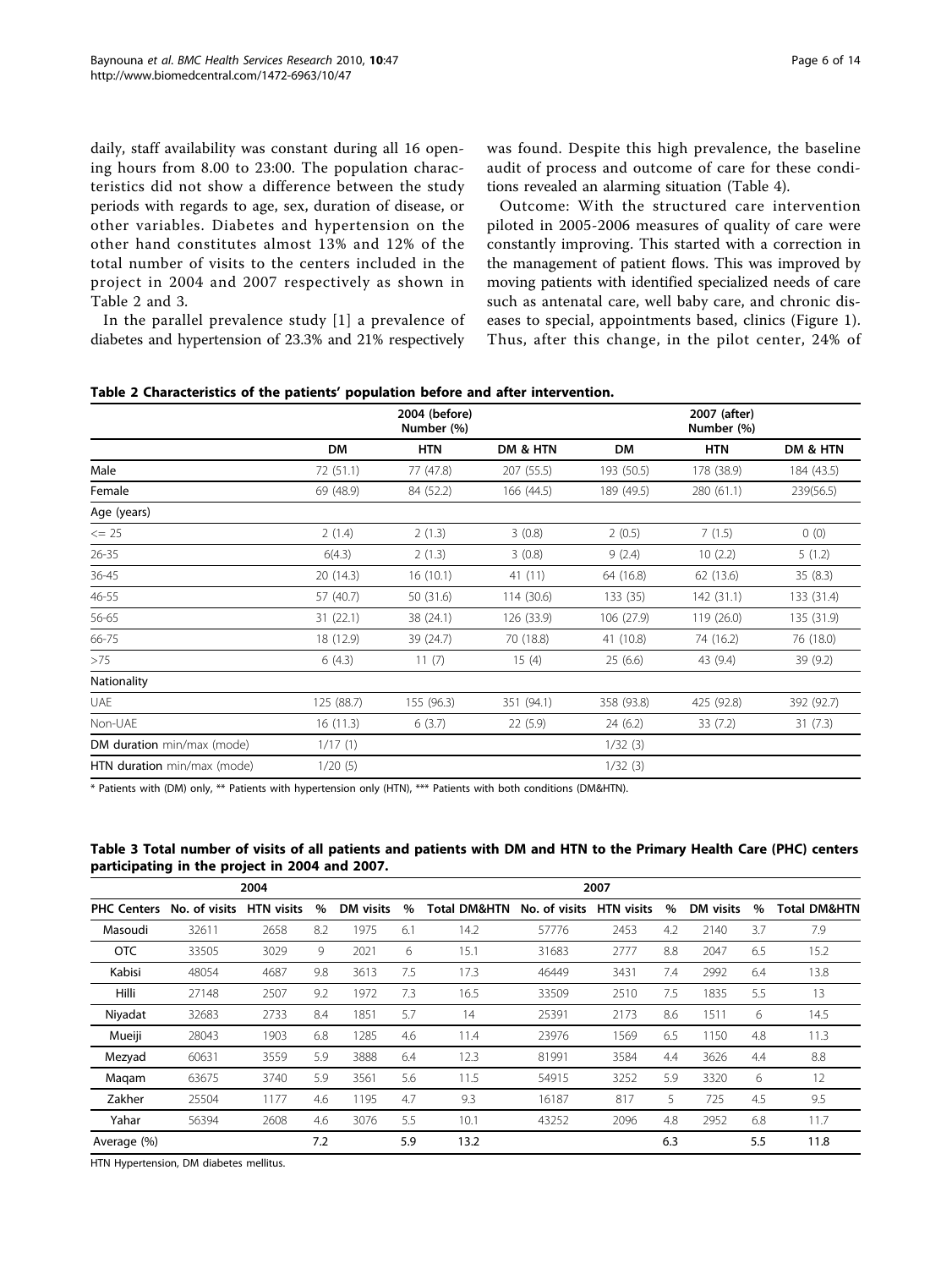daily, staff availability was constant during all 16 opening hours from 8.00 to 23:00. The population characteristics did not show a difference between the study periods with regards to age, sex, duration of disease, or other variables. Diabetes and hypertension on the other hand constitutes almost 13% and 12% of the total number of visits to the centers included in the project in 2004 and 2007 respectively as shown in Table 2 and 3.

In the parallel prevalence study [1] a prevalence of diabetes and hypertension of 23.3% and 21% respectively was found. Despite this high prevalence, the baseline audit of process and outcome of care for these conditions revealed an alarming situation (Table 4).

Outcome: With the structured care intervention piloted in 2005-2006 measures of quality of care were constantly improving. This started with a correction in the management of patient flows. This was improved by moving patients with identified specialized needs of care such as antenatal care, well baby care, and chronic diseases to special, appointments based, clinics (Figure 1). Thus, after this change, in the pilot center, 24% of

**Table 2 Characteristics of the patients' population before and after intervention.**

| | 2004 (before) Number (%) | | | 2007 (after) Number (%) | | |
|---|---|---|---|---|---|---|
| | **DM** | **HTN** | **DM & HTN** | **DM** | **HTN** | **DM & HTN** |
| Male | 72 (51.1) | 77 (47.8) | 207 (55.5) | 193 (50.5) | 178 (38.9) | 184 (43.5) |
| Female | 69 (48.9) | 84 (52.2) | 166 (44.5) | 189 (49.5) | 280 (61.1) | 239(56.5) |
| Age (years) | | | | | | |
| <= 25 | 2 (1.4) | 2 (1.3) | 3 (0.8) | 2 (0.5) | 7 (1.5) | 0 (0) |
| 26-35 | 6(4.3) | 2 (1.3) | 3 (0.8) | 9 (2.4) | 10 (2.2) | 5 (1.2) |
| 36-45 | 20 (14.3) | 16 (10.1) | 41 (11) | 64 (16.8) | 62 (13.6) | 35 (8.3) |
| 46-55 | 57 (40.7) | 50 (31.6) | 114 (30.6) | 133 (35) | 142 (31.1) | 133 (31.4) |
| 56-65 | 31 (22.1) | 38 (24.1) | 126 (33.9) | 106 (27.9) | 119 (26.0) | 135 (31.9) |
| 66-75 | 18 (12.9) | 39 (24.7) | 70 (18.8) | 41 (10.8) | 74 (16.2) | 76 (18.0) |
| >75 | 6 (4.3) | 11 (7) | 15 (4) | 25 (6.6) | 43 (9.4) | 39 (9.2) |
| Nationality | | | | | | |
| UAE | 125 (88.7) | 155 (96.3) | 351 (94.1) | 358 (93.8) | 425 (92.8) | 392 (92.7) |
| Non-UAE | 16 (11.3) | 6 (3.7) | 22 (5.9) | 24 (6.2) | 33 (7.2) | 31 (7.3) |
| **DM duration** min/max (mode) | 1/17 (1) | | | 1/32 (3) | | |
| **HTN duration** min/max (mode) | 1/20 (5) | | | 1/32 (3) | | |

* Patients with (DM) only, ** Patients with hypertension only (HTN), *** Patients with both conditions (DM&HTN).

**Table 3 Total number of visits of all patients and patients with DM and HTN to the Primary Health Care (PHC) centers participating in the project in 2004 and 2007.**

| | 2004 | | | | | | 2007 | | | | | |
|---|---|---|---|---|---|---|---|---|---|---|---|---|
| **PHC Centers** | **No. of visits** | **HTN visits** | **%** | **DM visits** | **%** | **Total DM&HTN** | **No. of visits** | **HTN visits** | **%** | **DM visits** | **%** | **Total DM&HTN** |
| Masoudi | 32611 | 2658 | 8.2 | 1975 | 6.1 | 14.2 | 57776 | 2453 | 4.2 | 2140 | 3.7 | 7.9 |
| OTC | 33505 | 3029 | 9 | 2021 | 6 | 15.1 | 31683 | 2777 | 8.8 | 2047 | 6.5 | 15.2 |
| Kabisi | 48054 | 4687 | 9.8 | 3613 | 7.5 | 17.3 | 46449 | 3431 | 7.4 | 2992 | 6.4 | 13.8 |
| Hilli | 27148 | 2507 | 9.2 | 1972 | 7.3 | 16.5 | 33509 | 2510 | 7.5 | 1835 | 5.5 | 13 |
| Niyadat | 32683 | 2733 | 8.4 | 1851 | 5.7 | 14 | 25391 | 2173 | 8.6 | 1511 | 6 | 14.5 |
| Mueiji | 28043 | 1903 | 6.8 | 1285 | 4.6 | 11.4 | 23976 | 1569 | 6.5 | 1150 | 4.8 | 11.3 |
| Mezyad | 60631 | 3559 | 5.9 | 3888 | 6.4 | 12.3 | 81991 | 3584 | 4.4 | 3626 | 4.4 | 8.8 |
| Maqam | 63675 | 3740 | 5.9 | 3561 | 5.6 | 11.5 | 54915 | 3252 | 5.9 | 3320 | 6 | 12 |
| Zakher | 25504 | 1177 | 4.6 | 1195 | 4.7 | 9.3 | 16187 | 817 | 5 | 725 | 4.5 | 9.5 |
| Yahar | 56394 | 2608 | 4.6 | 3076 | 5.5 | 10.1 | 43252 | 2096 | 4.8 | 2952 | 6.8 | 11.7 |
| Average (%) | | | 7.2 | | 5.9 | 13.2 | | | 6.3 | | 5.5 | 11.8 |

HTN Hypertension, DM diabetes mellitus.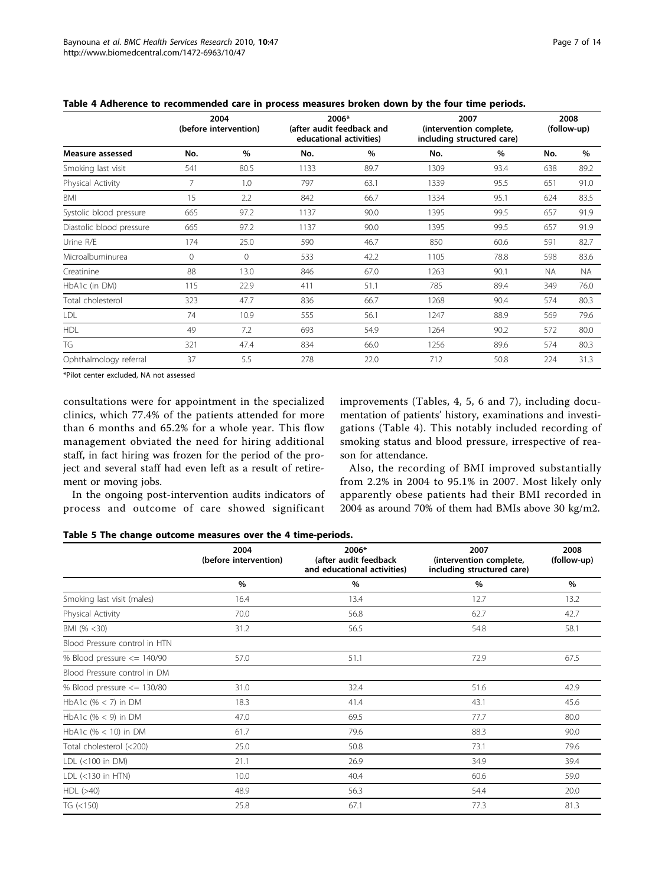**Table 4 Adherence to recommended care in process measures broken down by the four time periods.**

| | 2004 (before intervention) | | 2006* (after audit feedback and educational activities) | | 2007 (intervention complete, including structured care) | | 2008 (follow-up) | |
|---|---|---|---|---|---|---|---|---|
| **Measure assessed** | **No.** | **%** | **No.** | **%** | **No.** | **%** | **No.** | **%** |
| Smoking last visit | 541 | 80.5 | 1133 | 89.7 | 1309 | 93.4 | 638 | 89.2 |
| Physical Activity | 7 | 1.0 | 797 | 63.1 | 1339 | 95.5 | 651 | 91.0 |
| BMI | 15 | 2.2 | 842 | 66.7 | 1334 | 95.1 | 624 | 83.5 |
| Systolic blood pressure | 665 | 97.2 | 1137 | 90.0 | 1395 | 99.5 | 657 | 91.9 |
| Diastolic blood pressure | 665 | 97.2 | 1137 | 90.0 | 1395 | 99.5 | 657 | 91.9 |
| Urine R/E | 174 | 25.0 | 590 | 46.7 | 850 | 60.6 | 591 | 82.7 |
| Microalbuminurea | 0 | 0 | 533 | 42.2 | 1105 | 78.8 | 598 | 83.6 |
| Creatinine | 88 | 13.0 | 846 | 67.0 | 1263 | 90.1 | NA | NA |
| HbA1c (in DM) | 115 | 22.9 | 411 | 51.1 | 785 | 89.4 | 349 | 76.0 |
| Total cholesterol | 323 | 47.7 | 836 | 66.7 | 1268 | 90.4 | 574 | 80.3 |
| LDL | 74 | 10.9 | 555 | 56.1 | 1247 | 88.9 | 569 | 79.6 |
| HDL | 49 | 7.2 | 693 | 54.9 | 1264 | 90.2 | 572 | 80.0 |
| TG | 321 | 47.4 | 834 | 66.0 | 1256 | 89.6 | 574 | 80.3 |
| Ophthalmology referral | 37 | 5.5 | 278 | 22.0 | 712 | 50.8 | 224 | 31.3 |

*Pilot center excluded, NA not assessed

consultations were for appointment in the specialized clinics, which 77.4% of the patients attended for more than 6 months and 65.2% for a whole year. This flow management obviated the need for hiring additional staff, in fact hiring was frozen for the period of the project and several staff had even left as a result of retirement or moving jobs.

In the ongoing post-intervention audits indicators of process and outcome of care showed significant improvements (Tables, 4, 5, 6 and 7), including documentation of patients' history, examinations and investigations (Table 4). This notably included recording of smoking status and blood pressure, irrespective of reason for attendance.

Also, the recording of BMI improved substantially from 2.2% in 2004 to 95.1% in 2007. Most likely only apparently obese patients had their BMI recorded in 2004 as around 70% of them had BMIs above 30 kg/m2.

**Table 5 The change outcome measures over the 4 time-periods.**

| | 2004 (before intervention) | 2006* (after audit feedback and educational activities) | 2007 (intervention complete, including structured care) | 2008 (follow-up) |
|---|---|---|---|---|
| | **%** | **%** | **%** | **%** |
| Smoking last visit (males) | 16.4 | 13.4 | 12.7 | 13.2 |
| Physical Activity | 70.0 | 56.8 | 62.7 | 42.7 |
| BMI (% <30) | 31.2 | 56.5 | 54.8 | 58.1 |
| Blood Pressure control in HTN | | | | |
| % Blood pressure <= 140/90 | 57.0 | 51.1 | 72.9 | 67.5 |
| Blood Pressure control in DM | | | | |
| % Blood pressure <= 130/80 | 31.0 | 32.4 | 51.6 | 42.9 |
| HbA1c (% < 7) in DM | 18.3 | 41.4 | 43.1 | 45.6 |
| HbA1c (% < 9) in DM | 47.0 | 69.5 | 77.7 | 80.0 |
| HbA1c (% < 10) in DM | 61.7 | 79.6 | 88.3 | 90.0 |
| Total cholesterol (<200) | 25.0 | 50.8 | 73.1 | 79.6 |
| LDL (<100 in DM) | 21.1 | 26.9 | 34.9 | 39.4 |
| LDL (<130 in HTN) | 10.0 | 40.4 | 60.6 | 59.0 |
| HDL (>40) | 48.9 | 56.3 | 54.4 | 20.0 |
| TG (<150) | 25.8 | 67.1 | 77.3 | 81.3 |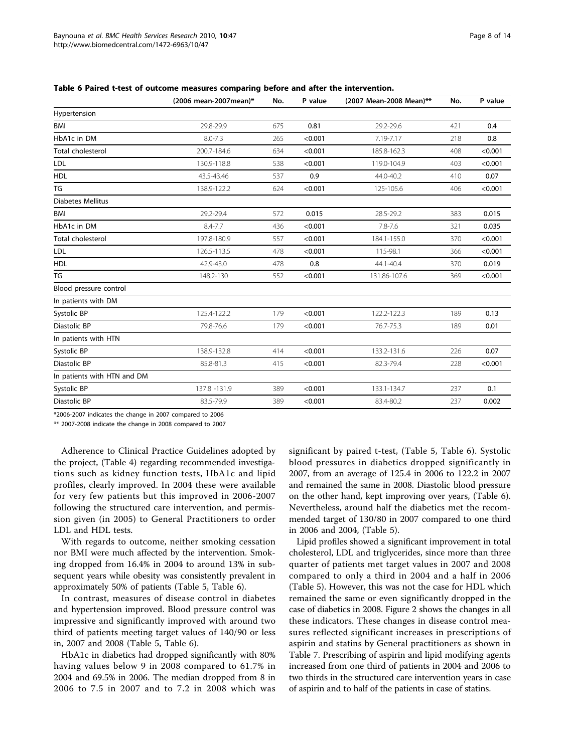**Table 6 Paired t-test of outcome measures comparing before and after the intervention.**

| | (2006 mean-2007mean)* | No. | P value | (2007 Mean-2008 Mean)** | No. | P value |
|---|---|---|---|---|---|---|
| Hypertension | | | | | | |
| BMI | 29.8-29.9 | 675 | 0.81 | 29.2-29.6 | 421 | 0.4 |
| HbA1c in DM | 8.0-7.3 | 265 | <0.001 | 7.19-7.17 | 218 | 0.8 |
| Total cholesterol | 200.7-184.6 | 634 | <0.001 | 185.8-162.3 | 408 | <0.001 |
| LDL | 130.9-118.8 | 538 | <0.001 | 119.0-104.9 | 403 | <0.001 |
| HDL | 43.5-43.46 | 537 | 0.9 | 44.0-40.2 | 410 | 0.07 |
| TG | 138.9-122.2 | 624 | <0.001 | 125-105.6 | 406 | <0.001 |
| Diabetes Mellitus | | | | | | |
| BMI | 29.2-29.4 | 572 | 0.015 | 28.5-29.2 | 383 | 0.015 |
| HbA1c in DM | 8.4-7.7 | 436 | <0.001 | 7.8-7.6 | 321 | 0.035 |
| Total cholesterol | 197.8-180.9 | 557 | <0.001 | 184.1-155.0 | 370 | <0.001 |
| LDL | 126.5-113.5 | 478 | <0.001 | 115-98.1 | 366 | <0.001 |
| HDL | 42.9-43.0 | 478 | 0.8 | 44.1-40.4 | 370 | 0.019 |
| TG | 148.2-130 | 552 | <0.001 | 131.86-107.6 | 369 | <0.001 |
| Blood pressure control | | | | | | |
| In patients with DM | | | | | | |
| Systolic BP | 125.4-122.2 | 179 | <0.001 | 122.2-122.3 | 189 | 0.13 |
| Diastolic BP | 79.8-76.6 | 179 | <0.001 | 76.7-75.3 | 189 | 0.01 |
| In patients with HTN | | | | | | |
| Systolic BP | 138.9-132.8 | 414 | <0.001 | 133.2-131.6 | 226 | 0.07 |
| Diastolic BP | 85.8-81.3 | 415 | <0.001 | 82.3-79.4 | 228 | <0.001 |
| In patients with HTN and DM | | | | | | |
| Systolic BP | 137.8 -131.9 | 389 | <0.001 | 133.1-134.7 | 237 | 0.1 |
| Diastolic BP | 83.5-79.9 | 389 | <0.001 | 83.4-80.2 | 237 | 0.002 |

*2006-2007 indicates the change in 2007 compared to 2006

** 2007-2008 indicate the change in 2008 compared to 2007

Adherence to Clinical Practice Guidelines adopted by the project, (Table 4) regarding recommended investigations such as kidney function tests, HbA1c and lipid profiles, clearly improved. In 2004 these were available for very few patients but this improved in 2006-2007 following the structured care intervention, and permission given (in 2005) to General Practitioners to order LDL and HDL tests.

With regards to outcome, neither smoking cessation nor BMI were much affected by the intervention. Smoking dropped from 16.4% in 2004 to around 13% in subsequent years while obesity was consistently prevalent in approximately 50% of patients (Table 5, Table 6).

In contrast, measures of disease control in diabetes and hypertension improved. Blood pressure control was impressive and significantly improved with around two third of patients meeting target values of 140/90 or less in, 2007 and 2008 (Table 5, Table 6).

HbA1c in diabetics had dropped significantly with 80% having values below 9 in 2008 compared to 61.7% in 2004 and 69.5% in 2006. The median dropped from 8 in 2006 to 7.5 in 2007 and to 7.2 in 2008 which was significant by paired t-test, (Table 5, Table 6). Systolic blood pressures in diabetics dropped significantly in 2007, from an average of 125.4 in 2006 to 122.2 in 2007 and remained the same in 2008. Diastolic blood pressure on the other hand, kept improving over years, (Table 6). Nevertheless, around half the diabetics met the recommended target of 130/80 in 2007 compared to one third in 2006 and 2004, (Table 5).

Lipid profiles showed a significant improvement in total cholesterol, LDL and triglycerides, since more than three quarter of patients met target values in 2007 and 2008 compared to only a third in 2004 and a half in 2006 (Table 5). However, this was not the case for HDL which remained the same or even significantly dropped in the case of diabetics in 2008. Figure 2 shows the changes in all these indicators. These changes in disease control measures reflected significant increases in prescriptions of aspirin and statins by General practitioners as shown in Table 7. Prescribing of aspirin and lipid modifying agents increased from one third of patients in 2004 and 2006 to two thirds in the structured care intervention years in case of aspirin and to half of the patients in case of statins.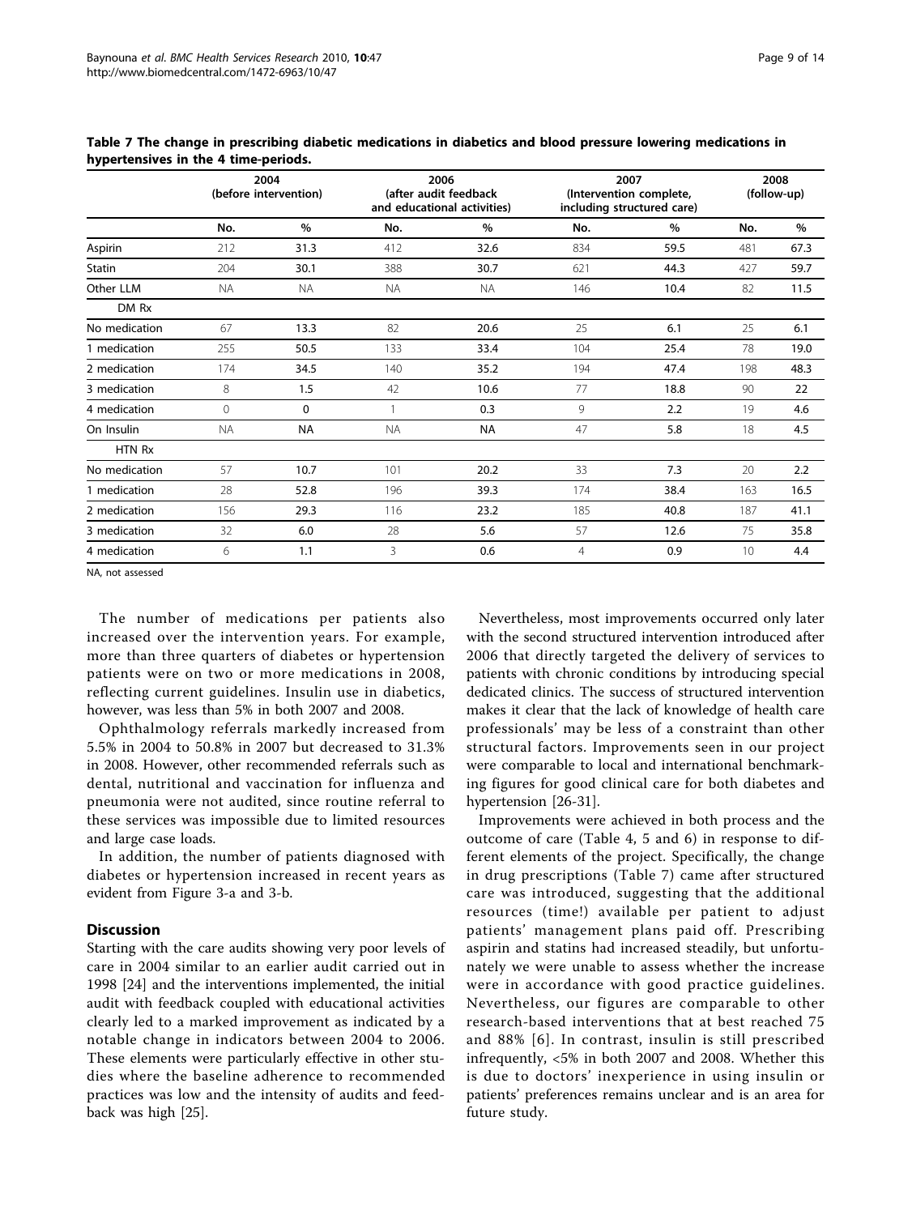**Table 7 The change in prescribing diabetic medications in diabetics and blood pressure lowering medications in hypertensives in the 4 time-periods.**

| | 2004 (before intervention) | | 2006 (after audit feedback and educational activities) | | 2007 (Intervention complete, including structured care) | | 2008 (follow-up) | |
|---|---|---|---|---|---|---|---|---|
| | No. | % | No. | % | No. | % | No. | % |
| Aspirin | 212 | 31.3 | 412 | 32.6 | 834 | 59.5 | 481 | 67.3 |
| Statin | 204 | 30.1 | 388 | 30.7 | 621 | 44.3 | 427 | 59.7 |
| Other LLM | NA | NA | NA | NA | 146 | 10.4 | 82 | 11.5 |
| DM Rx | | | | | | | | |
| No medication | 67 | 13.3 | 82 | 20.6 | 25 | 6.1 | 25 | 6.1 |
| 1 medication | 255 | 50.5 | 133 | 33.4 | 104 | 25.4 | 78 | 19.0 |
| 2 medication | 174 | 34.5 | 140 | 35.2 | 194 | 47.4 | 198 | 48.3 |
| 3 medication | 8 | 1.5 | 42 | 10.6 | 77 | 18.8 | 90 | 22 |
| 4 medication | 0 | 0 | 1 | 0.3 | 9 | 2.2 | 19 | 4.6 |
| On Insulin | NA | NA | NA | NA | 47 | 5.8 | 18 | 4.5 |
| HTN Rx | | | | | | | | |
| No medication | 57 | 10.7 | 101 | 20.2 | 33 | 7.3 | 20 | 2.2 |
| 1 medication | 28 | 52.8 | 196 | 39.3 | 174 | 38.4 | 163 | 16.5 |
| 2 medication | 156 | 29.3 | 116 | 23.2 | 185 | 40.8 | 187 | 41.1 |
| 3 medication | 32 | 6.0 | 28 | 5.6 | 57 | 12.6 | 75 | 35.8 |
| 4 medication | 6 | 1.1 | 3 | 0.6 | 4 | 0.9 | 10 | 4.4 |

NA, not assessed

The number of medications per patients also increased over the intervention years. For example, more than three quarters of diabetes or hypertension patients were on two or more medications in 2008, reflecting current guidelines. Insulin use in diabetics, however, was less than 5% in both 2007 and 2008.

Ophthalmology referrals markedly increased from 5.5% in 2004 to 50.8% in 2007 but decreased to 31.3% in 2008. However, other recommended referrals such as dental, nutritional and vaccination for influenza and pneumonia were not audited, since routine referral to these services was impossible due to limited resources and large case loads.

In addition, the number of patients diagnosed with diabetes or hypertension increased in recent years as evident from Figure 3-a and 3-b.

## Discussion

Starting with the care audits showing very poor levels of care in 2004 similar to an earlier audit carried out in 1998 [24] and the interventions implemented, the initial audit with feedback coupled with educational activities clearly led to a marked improvement as indicated by a notable change in indicators between 2004 to 2006. These elements were particularly effective in other studies where the baseline adherence to recommended practices was low and the intensity of audits and feedback was high [25].

Nevertheless, most improvements occurred only later with the second structured intervention introduced after 2006 that directly targeted the delivery of services to patients with chronic conditions by introducing special dedicated clinics. The success of structured intervention makes it clear that the lack of knowledge of health care professionals' may be less of a constraint than other structural factors. Improvements seen in our project were comparable to local and international benchmarking figures for good clinical care for both diabetes and hypertension [26-31].

Improvements were achieved in both process and the outcome of care (Table 4, 5 and 6) in response to different elements of the project. Specifically, the change in drug prescriptions (Table 7) came after structured care was introduced, suggesting that the additional resources (time!) available per patient to adjust patients' management plans paid off. Prescribing aspirin and statins had increased steadily, but unfortunately we were unable to assess whether the increase were in accordance with good practice guidelines. Nevertheless, our figures are comparable to other research-based interventions that at best reached 75 and 88% [6]. In contrast, insulin is still prescribed infrequently, <5% in both 2007 and 2008. Whether this is due to doctors' inexperience in using insulin or patients' preferences remains unclear and is an area for future study.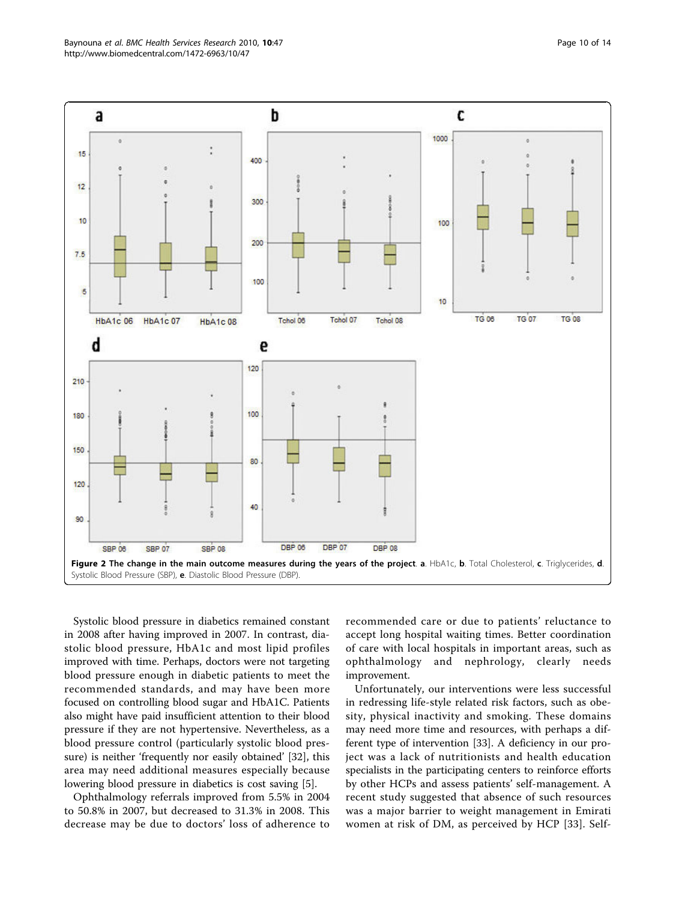**Figure 2 The change in the main outcome measures during the years of the project**. **a**. HbA1c, **b**. Total Cholesterol, **c**. Triglycerides, **d**. Systolic Blood Pressure (SBP), **e**. Diastolic Blood Pressure (DBP).

Systolic blood pressure in diabetics remained constant in 2008 after having improved in 2007. In contrast, diastolic blood pressure, HbA1c and most lipid profiles improved with time. Perhaps, doctors were not targeting blood pressure enough in diabetic patients to meet the recommended standards, and may have been more focused on controlling blood sugar and HbA1C. Patients also might have paid insufficient attention to their blood pressure if they are not hypertensive. Nevertheless, as a blood pressure control (particularly systolic blood pressure) is neither 'frequently nor easily obtained' [32], this area may need additional measures especially because lowering blood pressure in diabetics is cost saving [5].

Ophthalmology referrals improved from 5.5% in 2004 to 50.8% in 2007, but decreased to 31.3% in 2008. This decrease may be due to doctors' loss of adherence to recommended care or due to patients' reluctance to accept long hospital waiting times. Better coordination of care with local hospitals in important areas, such as ophthalmology and nephrology, clearly needs improvement.

Unfortunately, our interventions were less successful in redressing life-style related risk factors, such as obesity, physical inactivity and smoking. These domains may need more time and resources, with perhaps a different type of intervention [33]. A deficiency in our project was a lack of nutritionists and health education specialists in the participating centers to reinforce efforts by other HCPs and assess patients' self-management. A recent study suggested that absence of such resources was a major barrier to weight management in Emirati women at risk of DM, as perceived by HCP [33]. Self-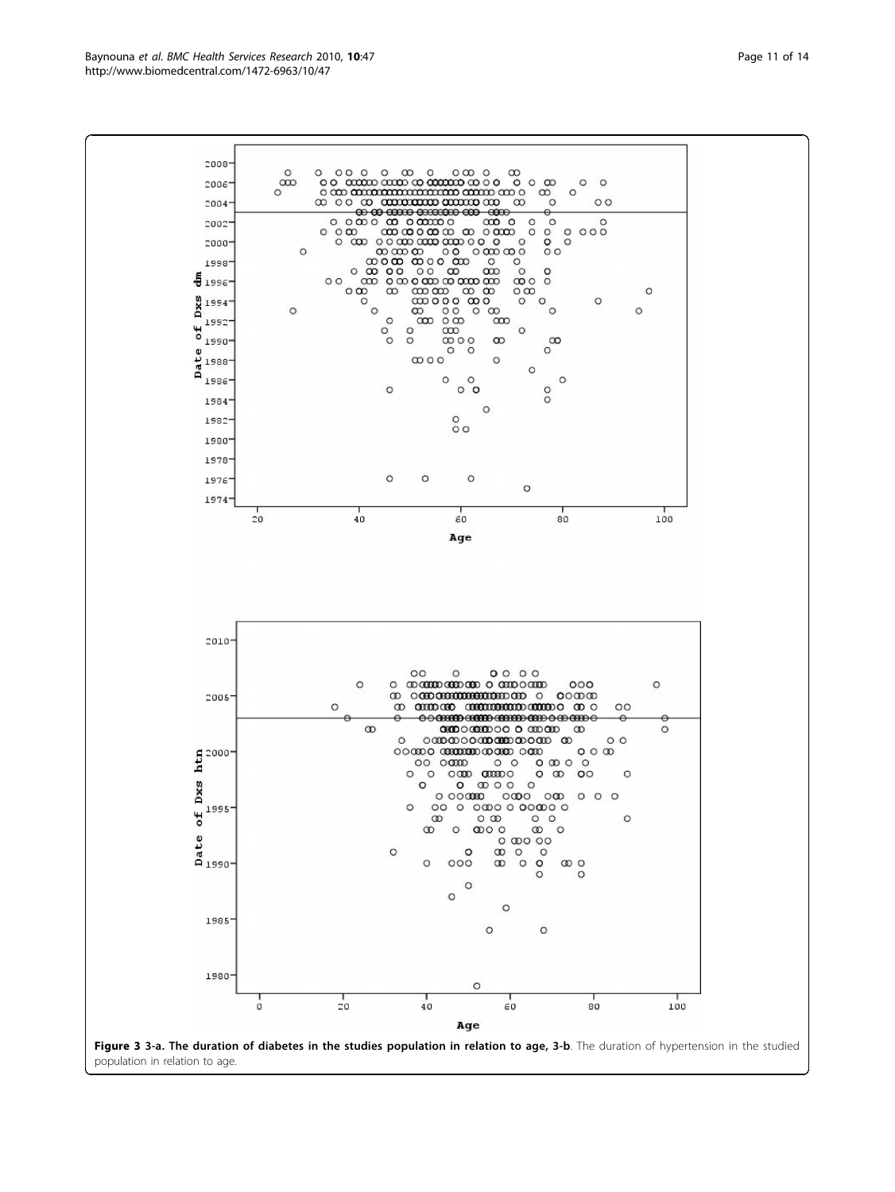**Figure 3 3-a. The duration of diabetes in the studies population in relation to age, 3-b**. The duration of hypertension in the studied population in relation to age.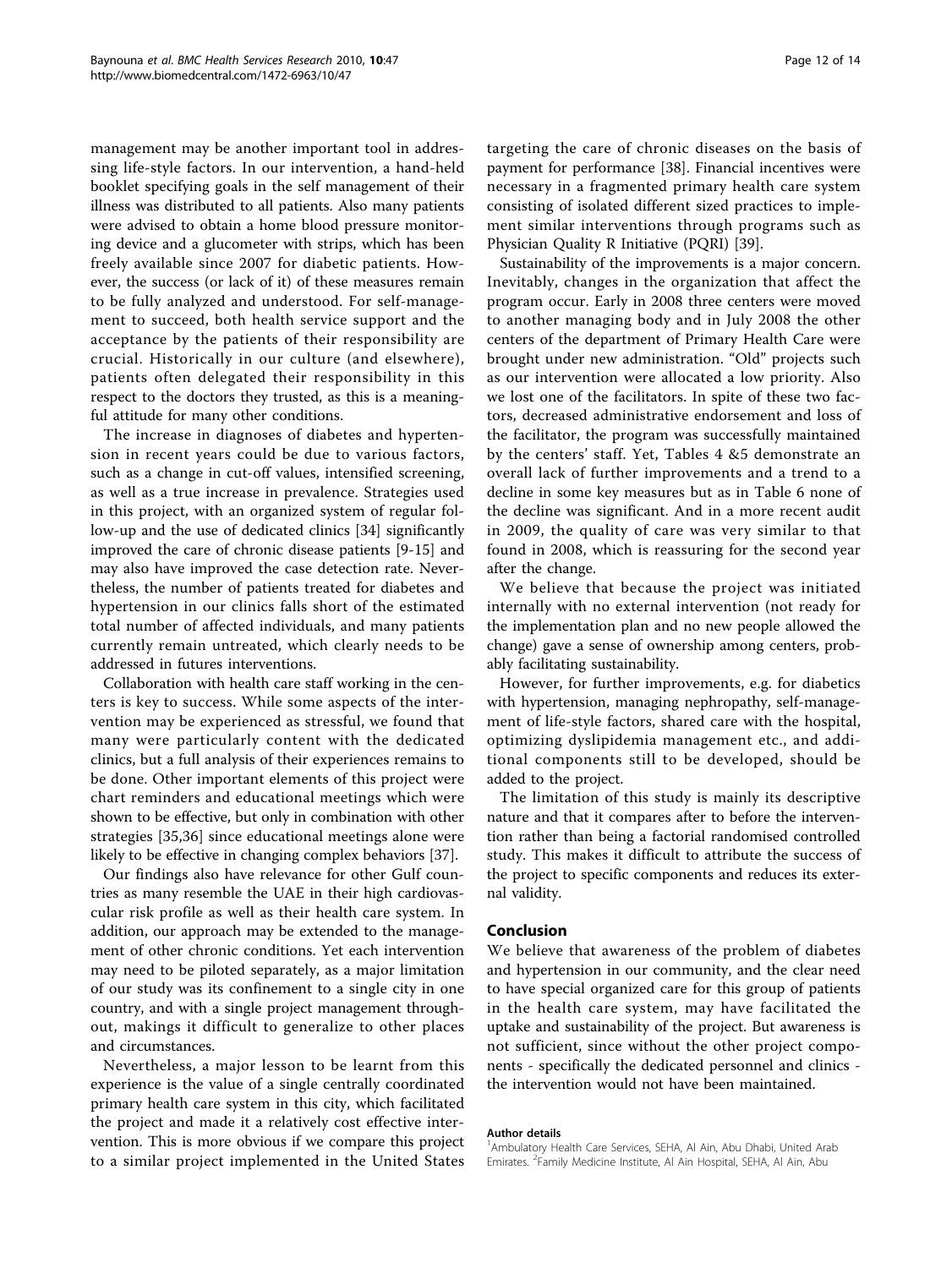management may be another important tool in addressing life-style factors. In our intervention, a hand-held booklet specifying goals in the self management of their illness was distributed to all patients. Also many patients were advised to obtain a home blood pressure monitoring device and a glucometer with strips, which has been freely available since 2007 for diabetic patients. However, the success (or lack of it) of these measures remain to be fully analyzed and understood. For self-management to succeed, both health service support and the acceptance by the patients of their responsibility are crucial. Historically in our culture (and elsewhere), patients often delegated their responsibility in this respect to the doctors they trusted, as this is a meaningful attitude for many other conditions.

The increase in diagnoses of diabetes and hypertension in recent years could be due to various factors, such as a change in cut-off values, intensified screening, as well as a true increase in prevalence. Strategies used in this project, with an organized system of regular follow-up and the use of dedicated clinics [34] significantly improved the care of chronic disease patients [9-15] and may also have improved the case detection rate. Nevertheless, the number of patients treated for diabetes and hypertension in our clinics falls short of the estimated total number of affected individuals, and many patients currently remain untreated, which clearly needs to be addressed in futures interventions.

Collaboration with health care staff working in the centers is key to success. While some aspects of the intervention may be experienced as stressful, we found that many were particularly content with the dedicated clinics, but a full analysis of their experiences remains to be done. Other important elements of this project were chart reminders and educational meetings which were shown to be effective, but only in combination with other strategies [35,36] since educational meetings alone were likely to be effective in changing complex behaviors [37].

Our findings also have relevance for other Gulf countries as many resemble the UAE in their high cardiovascular risk profile as well as their health care system. In addition, our approach may be extended to the management of other chronic conditions. Yet each intervention may need to be piloted separately, as a major limitation of our study was its confinement to a single city in one country, and with a single project management throughout, makings it difficult to generalize to other places and circumstances.

Nevertheless, a major lesson to be learnt from this experience is the value of a single centrally coordinated primary health care system in this city, which facilitated the project and made it a relatively cost effective intervention. This is more obvious if we compare this project to a similar project implemented in the United States targeting the care of chronic diseases on the basis of payment for performance [38]. Financial incentives were necessary in a fragmented primary health care system consisting of isolated different sized practices to implement similar interventions through programs such as Physician Quality R Initiative (PQRI) [39].

Sustainability of the improvements is a major concern. Inevitably, changes in the organization that affect the program occur. Early in 2008 three centers were moved to another managing body and in July 2008 the other centers of the department of Primary Health Care were brought under new administration. "Old" projects such as our intervention were allocated a low priority. Also we lost one of the facilitators. In spite of these two factors, decreased administrative endorsement and loss of the facilitator, the program was successfully maintained by the centers' staff. Yet, Tables 4 &5 demonstrate an overall lack of further improvements and a trend to a decline in some key measures but as in Table 6 none of the decline was significant. And in a more recent audit in 2009, the quality of care was very similar to that found in 2008, which is reassuring for the second year after the change.

We believe that because the project was initiated internally with no external intervention (not ready for the implementation plan and no new people allowed the change) gave a sense of ownership among centers, probably facilitating sustainability.

However, for further improvements, e.g. for diabetics with hypertension, managing nephropathy, self-management of life-style factors, shared care with the hospital, optimizing dyslipidemia management etc., and additional components still to be developed, should be added to the project.

The limitation of this study is mainly its descriptive nature and that it compares after to before the intervention rather than being a factorial randomised controlled study. This makes it difficult to attribute the success of the project to specific components and reduces its external validity.

## Conclusion

We believe that awareness of the problem of diabetes and hypertension in our community, and the clear need to have special organized care for this group of patients in the health care system, may have facilitated the uptake and sustainability of the project. But awareness is not sufficient, since without the other project components - specifically the dedicated personnel and clinics - the intervention would not have been maintained.

#### Author details

[1]Ambulatory Health Care Services, SEHA, Al Ain, Abu Dhabi, United Arab Emirates. [2]Family Medicine Institute, Al Ain Hospital, SEHA, Al Ain, Abu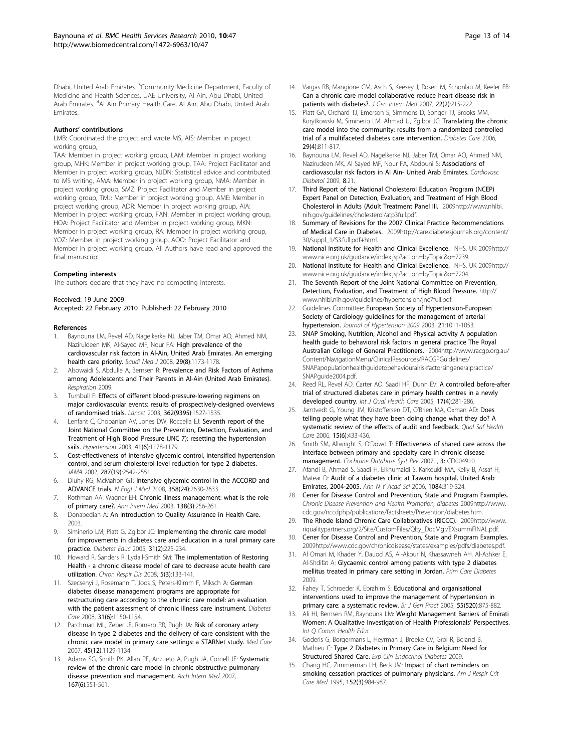Dhabi, United Arab Emirates. [3]Community Medicine Department, Faculty of Medicine and Health Sciences, UAE University, Al Ain, Abu Dhabi, United Arab Emirates. [4]Al Ain Primary Health Care, Al Ain, Abu Dhabi, United Arab Emirates.

### Authors' contributions

LMB: Coordinated the project and wrote MS, AIS: Member in project working group,

TAA: Member in project working group, LAM: Member in project working group, MHK: Member in project working group, TAA: Project Facilitator and Member in project working group, NJDN: Statistical advice and contributed to MS writing, AMA: Member in project working group, NMA: Member in project working group, SMZ: Project Facilitator and Member in project working group, TMJ: Member in project working group, AME: Member in project working group, ADR: Member in project working group, AIA: Member in project working group, FAN: Member in project working group, HOA: Project Facilitator and Member in project working group, MKN: Member in project working group, RA: Member in project working group, YOZ: Member in project working group, AOO: Project Facilitator and Member in project working group. All Authors have read and approved the final manuscript.

### Competing interests

The authors declare that they have no competing interests.

Received: 19 June 2009
Accepted: 22 February 2010 Published: 22 February 2010

### References

1. Baynouna LM, Revel AD, Nagelkerke NJ, Jaber TM, Omar AO, Ahmed NM, Naziruldeen MK, Al-Sayed MF, Nour FA: **High prevalence of the cardiovascular risk factors in Al-Ain, United Arab Emirates. An emerging health care priority.** *Saudi Med J* 2008, **29(8)**:1173-1178.
2. Alsowaidi S, Abdulle A, Bernsen R: **Prevalence and Risk Factors of Asthma among Adolescents and Their Parents in Al-Ain (United Arab Emirates).** *Respiration* 2009.
3. Turnbull F: **Effects of different blood-pressure-lowering regimens on major cardiovascular events: results of prospectively-designed overviews of randomised trials.** *Lancet* 2003, **362(9395)**:1527-1535.
4. Lenfant C, Chobanian AV, Jones DW, Roccella EJ: **Seventh report of the Joint National Committee on the Prevention, Detection, Evaluation, and Treatment of High Blood Pressure (JNC 7): resetting the hypertension sails.** *Hypertension* 2003, **41(6)**:1178-1179.
5. **Cost-effectiveness of intensive glycemic control, intensified hypertension control, and serum cholesterol level reduction for type 2 diabetes.** *JAMA* 2002, **287(19)**:2542-2551.
6. Dluhy RG, McMahon GT: **Intensive glycemic control in the ACCORD and ADVANCE trials.** *N Engl J Med* 2008, **358(24)**:2630-2633.
7. Rothman AA, Wagner EH: **Chronic illness management: what is the role of primary care?.** *Ann Intern Med* 2003, **138(3)**:256-261.
8. Donabedian A: **An Introduction to Quality Assurance in Health Care.** 2003.
9. Siminerio LM, Piatt G, Zgibor JC: **Implementing the chronic care model for improvements in diabetes care and education in a rural primary care practice.** *Diabetes Educ* 2005, **31(2)**:225-234.
10. Howard R, Sanders R, Lydall-Smith SM: **The implementation of Restoring Health - a chronic disease model of care to decrease acute health care utilization.** *Chron Respir Dis* 2008, **5(3)**:133-141.
11. Szecsenyi J, Rosemann T, Joos S, Peters-Klimm F, Miksch A: **German diabetes disease management programs are appropriate for restructuring care according to the chronic care model: an evaluation with the patient assessment of chronic illness care instrument.** *Diabetes Care* 2008, **31(6)**:1150-1154.
12. Parchman ML, Zeber JE, Romero RR, Pugh JA: **Risk of coronary artery disease in type 2 diabetes and the delivery of care consistent with the chronic care model in primary care settings: a STARNet study.** *Med Care* 2007, **45(12)**:1129-1134.
13. Adams SG, Smith PK, Allan PF, Anzueto A, Pugh JA, Cornell JE: **Systematic review of the chronic care model in chronic obstructive pulmonary disease prevention and management.** *Arch Intern Med* 2007, **167(6)**:551-561.
14. Vargas RB, Mangione CM, Asch S, Keesey J, Rosen M, Schonlau M, Keeler EB: **Can a chronic care model collaborative reduce heart disease risk in patients with diabetes?.** *J Gen Intern Med* 2007, **22(2)**:215-222.
15. Piatt GA, Orchard TJ, Emerson S, Simmons D, Songer TJ, Brooks MM, Korytkowski M, Siminerio LM, Ahmad U, Zgibor JC: **Translating the chronic care model into the community: results from a randomized controlled trial of a multifaceted diabetes care intervention.** *Diabetes Care* 2006, **29(4)**:811-817.
16. Baynouna LM, Revel AD, Nagelkerke NJ, Jaber TM, Omar AO, Ahmed NM, Nazirudeen MK, Al Sayed MF, Nour FA, Abdouni S: **Associations of cardiovascular risk factors in Al Ain- United Arab Emirates.** *Cardiovasc Diabetol* 2009, **8**:21.
17. **Third Report of the National Cholesterol Education Program (NCEP) Expert Panel on Detection, Evaluation, and Treatment of High Blood Cholesterol in Adults (Adult Treatment Panel III.** 2009http://www.nhlbi.nih.gov/guidelines/cholesterol/atp3full.pdf.
18. **Summary of Revisions for the 2007 Clinical Practice Recommendations of Medical Care in Diabetes.** 2009http://care.diabetesjournals.org/content/30/suppl_1/S3.full.pdf+html.
19. **National Institute for Health and Clinical Excellence.** NHS, UK 2009http://www.nice.org.uk/guidance/index.jsp?action=byTopic&o=7239.
20. **National Institute for Health and Clinical Excellence.** NHS, UK 2009http://www.nice.org.uk/guidance/index.jsp?action=byTopic&o=7204.
21. **The Seventh Report of the Joint National Committee on Prevention, Detection, Evaluation, and Treatment of High Blood Pressure.** http://www.nhlbi.nih.gov/guidelines/hypertension/jnc7full.pdf.
22. Guidelines Committee: **European Society of Hypertension-European Society of Cardiology guidelines for the management of arterial hypertension.** *Journal of Hypertension 2009* 2003, **21**:1011-1053.
23. **SNAP Smoking, Nutrition, Alcohol and Physical activity A population health guide to behavioral risk factors in general practice The Royal Australian College of General Practitioners.** 2004http://www.racgp.org.au/Content/NavigationMenu/ClinicalResources/RACGPGuidelines/SNAPapopulationhealthguidetobehaviouralriskfactorsingeneralpractice/SNAPguide2004.pdf.
24. Reed RL, Revel AD, Carter AO, Saadi HF, Dunn EV: **A controlled before-after trial of structured diabetes care in primary health centres in a newly developed country.** *Int J Qual Health Care* 2005, **17(4)**:281-286.
25. Jamtvedt G, Young JM, Kristoffersen DT, O'Brien MA, Oxman AD: **Does telling people what they have been doing change what they do? A systematic review of the effects of audit and feedback.** *Qual Saf Health Care* 2006, **15(6)**:433-436.
26. Smith SM, Allwright S, O'Dowd T: **Effectiveness of shared care across the interface between primary and specialty care in chronic disease management.** *Cochrane Database Syst Rev* 2007, , **3**: CD004910.
27. Afandi B, Ahmad S, Saadi H, Elkhumaidi S, Karkoukli MA, Kelly B, Assaf H, Matear D: **Audit of a diabetes clinic at Tawam hospital, United Arab Emirates, 2004-2005.** *Ann N Y Acad Sci* 2006, **1084**:319-324.
28. **Cener for Disease Control and Prevention, State and Program Examples.** *Chronic Disease Prevention and Health Promotion, diabetes* 2009http://www.cdc.gov/nccdphp/publications/factsheets/Prevention/diabetes.htm.
29. **The Rhode Island Chronic Care Collaboratives (RICCC).** 2009http://www.riqualitypartners.org/2/Site/CustomFiles/Qlty_DocMgr/EXsummFINAL.pdf.
30. **Cener for Disease Control and Prevention, State and Program Examples.** 2009http://www.cdc.gov/chronicdisease/states/examples/pdfs/diabetes.pdf.
31. Al Omari M, Khader Y, Dauod AS, Al-Akour N, Khassawneh AH, Al-Ashker E, Al-Shdifat A: **Glycaemic control among patients with type 2 diabetes mellitus treated in primary care setting in Jordan.** *Prim Care Diabetes* 2009.
32. Fahey T, Schroeder K, Ebrahim S: **Educational and organisational interventions used to improve the management of hypertension in primary care: a systematic review.** *Br J Gen Pract* 2005, **55(520)**:875-882.
33. Ali HI, Bernsen RM, Baynouna LM: **Weight Management Barriers of Emirati Women: A Qualitative Investigation of Health Professionals' Perspectives.** *Int Q Comm Health Educ* .
34. Goderis G, Borgermans L, Heyrman J, Broeke CV, Grol R, Boland B, Mathieu C: **Type 2 Diabetes in Primary Care in Belgium: Need for Structured Shared Care.** *Exp Clin Endocrinol Diabetes* 2009.
35. Chang HC, Zimmerman LH, Beck JM: **Impact of chart reminders on smoking cessation practices of pulmonary physicians.** *Am J Respir Crit Care Med* 1995, **152(3)**:984-987.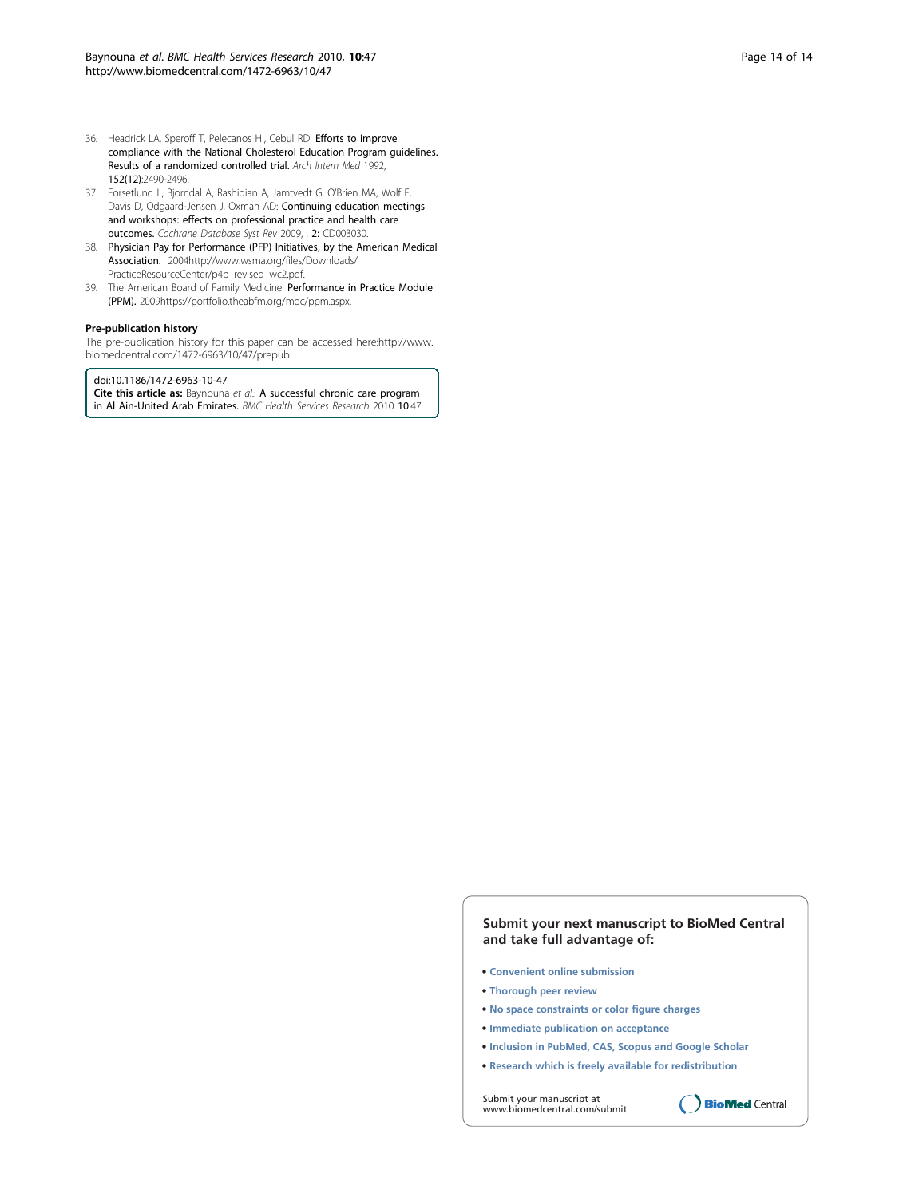36. Headrick LA, Speroff T, Pelecanos HI, Cebul RD: **Efforts to improve compliance with the National Cholesterol Education Program guidelines. Results of a randomized controlled trial.** *Arch Intern Med* 1992, **152(12)**:2490-2496.
37. Forsetlund L, Bjorndal A, Rashidian A, Jamtvedt G, O'Brien MA, Wolf F, Davis D, Odgaard-Jensen J, Oxman AD: **Continuing education meetings and workshops: effects on professional practice and health care outcomes.** *Cochrane Database Syst Rev* 2009, , **2**: CD003030.
38. **Physician Pay for Performance (PFP) Initiatives, by the American Medical Association.** 2004http://www.wsma.org/files/Downloads/PracticeResourceCenter/p4p_revised_wc2.pdf.
39. The American Board of Family Medicine: **Performance in Practice Module (PPM).** 2009https://portfolio.theabfm.org/moc/ppm.aspx.

### Pre-publication history

The pre-publication history for this paper can be accessed here:http://www.biomedcentral.com/1472-6963/10/47/prepub

doi:10.1186/1472-6963-10-47
**Cite this article as:** Baynouna *et al.*: A successful chronic care program in Al Ain-United Arab Emirates. *BMC Health Services Research* 2010 **10**:47.

**Submit your next manuscript to BioMed Central and take full advantage of:**

- **Convenient online submission**
- **Thorough peer review**
- **No space constraints or color figure charges**
- **Immediate publication on acceptance**
- **Inclusion in PubMed, CAS, Scopus and Google Scholar**
- **Research which is freely available for redistribution**

Submit your manuscript at
www.biomedcentral.com/submit

BioMed Central